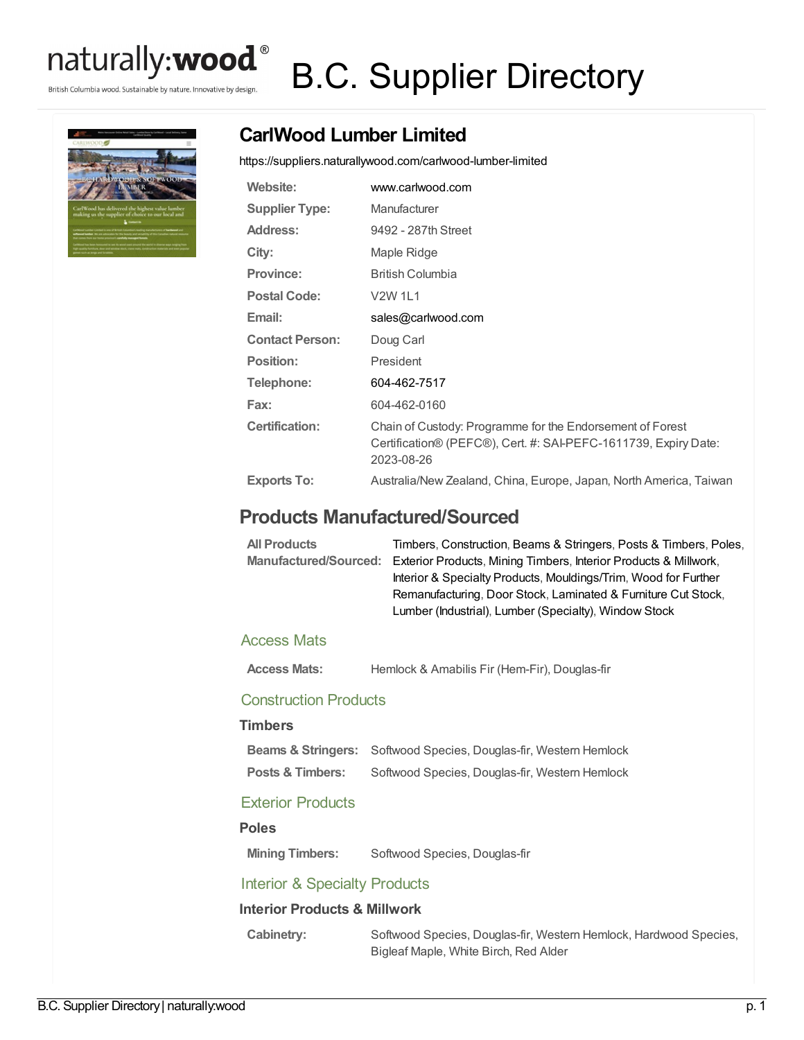# naturally:wood® B.C. Supplier Directory

British Columbia wood. Sustainable by nature. Innovative by design.

## CarlWood Lumber Limited

https://suppliers.naturallywood.com/carlwood-lumber-limited

| | |
|---|---|
| **Website:** | www.carlwood.com |
| **Supplier Type:** | Manufacturer |
| **Address:** | 9492 - 287th Street |
| **City:** | Maple Ridge |
| **Province:** | British Columbia |
| **Postal Code:** | V2W 1L1 |
| **Email:** | sales@carlwood.com |
| **Contact Person:** | Doug Carl |
| **Position:** | President |
| **Telephone:** | 604-462-7517 |
| **Fax:** | 604-462-0160 |
| **Certification:** | Chain of Custody: Programme for the Endorsement of Forest Certification® (PEFC®), Cert. #: SAI-PEFC-1611739, Expiry Date: 2023-08-26 |
| **Exports To:** | Australia/New Zealand, China, Europe, Japan, North America, Taiwan |

## Products Manufactured/Sourced

**All Products Manufactured/Sourced:** Timbers, Construction, Beams & Stringers, Posts & Timbers, Poles, Exterior Products, Mining Timbers, Interior Products & Millwork, Interior & Specialty Products, Mouldings/Trim, Wood for Further Remanufacturing, Door Stock, Laminated & Furniture Cut Stock, Lumber (Industrial), Lumber (Specialty), Window Stock

### Access Mats

**Access Mats:** Hemlock & Amabilis Fir (Hem-Fir), Douglas-fir

### Construction Products

#### Timbers

**Beams & Stringers:** Softwood Species, Douglas-fir, Western Hemlock

**Posts & Timbers:** Softwood Species, Douglas-fir, Western Hemlock

### Exterior Products

#### Poles

**Mining Timbers:** Softwood Species, Douglas-fir

### Interior & Specialty Products

#### Interior Products & Millwork

**Cabinetry:** Softwood Species, Douglas-fir, Western Hemlock, Hardwood Species, Bigleaf Maple, White Birch, Red Alder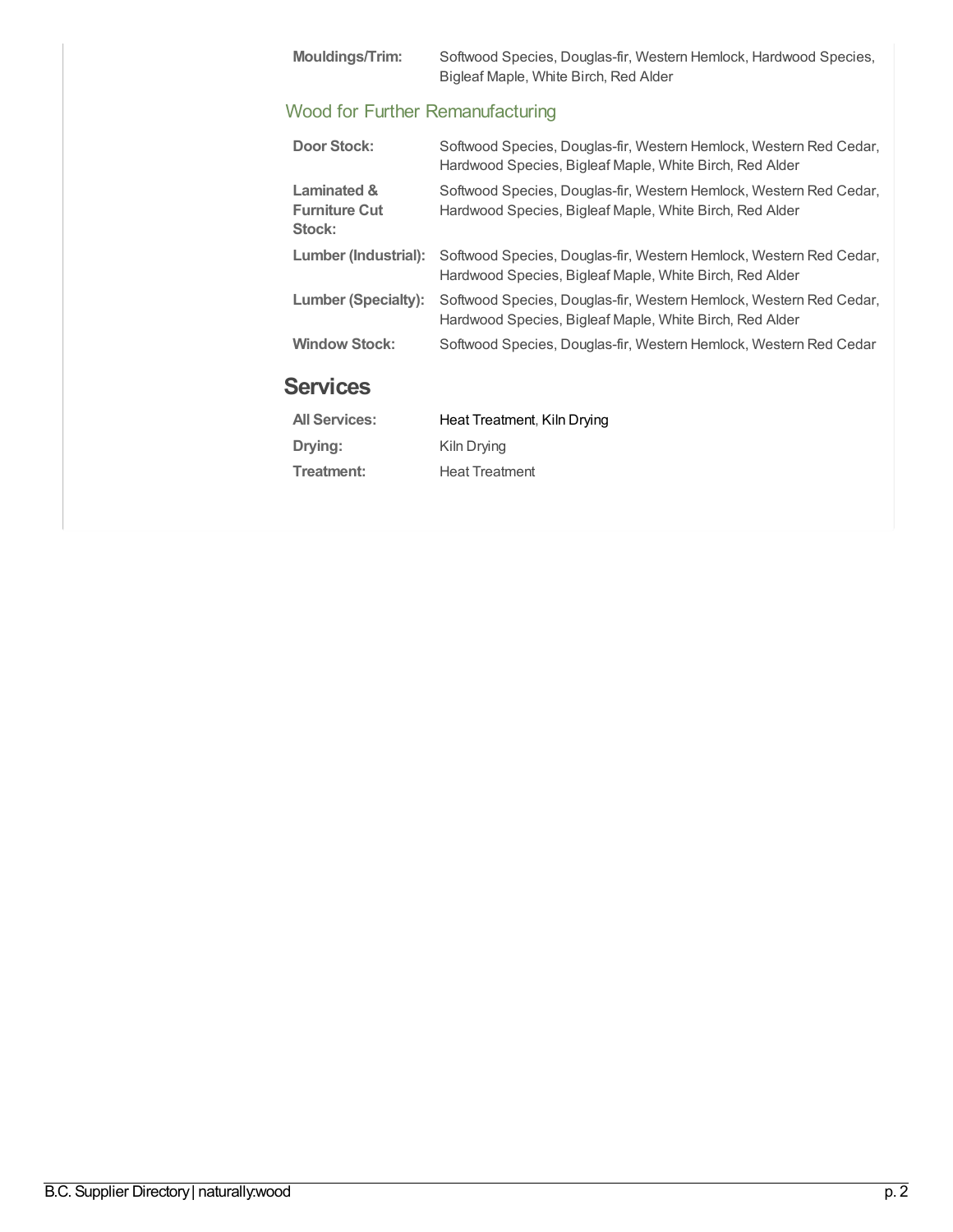| | |
|---|---|
| **Mouldings/Trim:** | Softwood Species, Douglas-fir, Western Hemlock, Hardwood Species, Bigleaf Maple, White Birch, Red Alder |

### Wood for Further Remanufacturing

| | |
|---|---|
| **Door Stock:** | Softwood Species, Douglas-fir, Western Hemlock, Western Red Cedar, Hardwood Species, Bigleaf Maple, White Birch, Red Alder |
| **Laminated & Furniture Cut Stock:** | Softwood Species, Douglas-fir, Western Hemlock, Western Red Cedar, Hardwood Species, Bigleaf Maple, White Birch, Red Alder |
| **Lumber (Industrial):** | Softwood Species, Douglas-fir, Western Hemlock, Western Red Cedar, Hardwood Species, Bigleaf Maple, White Birch, Red Alder |
| **Lumber (Specialty):** | Softwood Species, Douglas-fir, Western Hemlock, Western Red Cedar, Hardwood Species, Bigleaf Maple, White Birch, Red Alder |
| **Window Stock:** | Softwood Species, Douglas-fir, Western Hemlock, Western Red Cedar |

## Services

| | |
|---|---|
| **All Services:** | Heat Treatment, Kiln Drying |
| **Drying:** | Kiln Drying |
| **Treatment:** | Heat Treatment |